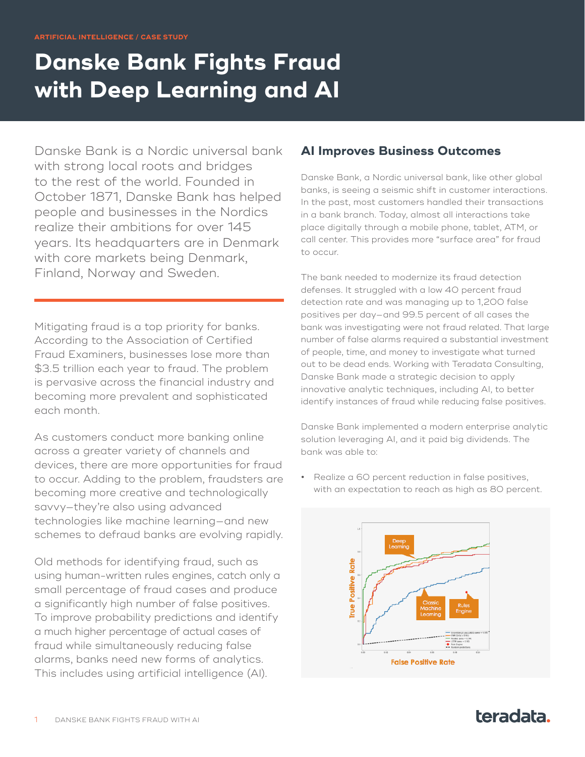ARTIFICIAL INTELLIGENCE / CASE STUDY

# Danske Bank Fights Fraud with Deep Learning and AI

Danske Bank is a Nordic universal bank with strong local roots and bridges to the rest of the world. Founded in October 1871, Danske Bank has helped people and businesses in the Nordics realize their ambitions for over 145 years. Its headquarters are in Denmark with core markets being Denmark, Finland, Norway and Sweden.

Mitigating fraud is a top priority for banks. According to the Association of Certified Fraud Examiners, businesses lose more than $3.5 trillion each year to fraud. The problem is pervasive across the financial industry and becoming more prevalent and sophisticated each month.

As customers conduct more banking online across a greater variety of channels and devices, there are more opportunities for fraud to occur. Adding to the problem, fraudsters are becoming more creative and technologically savvy—they're also using advanced technologies like machine learning—and new schemes to defraud banks are evolving rapidly.

Old methods for identifying fraud, such as using human-written rules engines, catch only a small percentage of fraud cases and produce a significantly high number of false positives. To improve probability predictions and identify a much higher percentage of actual cases of fraud while simultaneously reducing false alarms, banks need new forms of analytics. This includes using artificial intelligence (AI).

## AI Improves Business Outcomes

Danske Bank, a Nordic universal bank, like other global banks, is seeing a seismic shift in customer interactions. In the past, most customers handled their transactions in a bank branch. Today, almost all interactions take place digitally through a mobile phone, tablet, ATM, or call center. This provides more "surface area" for fraud to occur.

The bank needed to modernize its fraud detection defenses. It struggled with a low 40 percent fraud detection rate and was managing up to 1,200 false positives per day—and 99.5 percent of all cases the bank was investigating were not fraud related. That large number of false alarms required a substantial investment of people, time, and money to investigate what turned out to be dead ends. Working with Teradata Consulting, Danske Bank made a strategic decision to apply innovative analytic techniques, including AI, to better identify instances of fraud while reducing false positives.

Danske Bank implemented a modern enterprise analytic solution leveraging AI, and it paid big dividends. The bank was able to:

- Realize a 60 percent reduction in false positives, with an expectation to reach as high as 80 percent.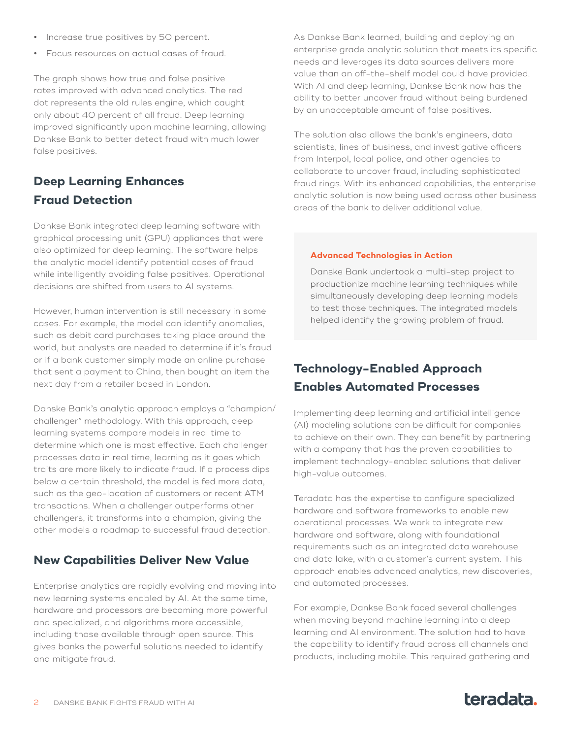- Increase true positives by 50 percent.
- Focus resources on actual cases of fraud.

The graph shows how true and false positive rates improved with advanced analytics. The red dot represents the old rules engine, which caught only about 40 percent of all fraud. Deep learning improved significantly upon machine learning, allowing Dankse Bank to better detect fraud with much lower false positives.

## Deep Learning Enhances Fraud Detection

Dankse Bank integrated deep learning software with graphical processing unit (GPU) appliances that were also optimized for deep learning. The software helps the analytic model identify potential cases of fraud while intelligently avoiding false positives. Operational decisions are shifted from users to AI systems.

However, human intervention is still necessary in some cases. For example, the model can identify anomalies, such as debit card purchases taking place around the world, but analysts are needed to determine if it's fraud or if a bank customer simply made an online purchase that sent a payment to China, then bought an item the next day from a retailer based in London.

Danske Bank's analytic approach employs a "champion/challenger" methodology. With this approach, deep learning systems compare models in real time to determine which one is most effective. Each challenger processes data in real time, learning as it goes which traits are more likely to indicate fraud. If a process dips below a certain threshold, the model is fed more data, such as the geo-location of customers or recent ATM transactions. When a challenger outperforms other challengers, it transforms into a champion, giving the other models a roadmap to successful fraud detection.

## New Capabilities Deliver New Value

Enterprise analytics are rapidly evolving and moving into new learning systems enabled by AI. At the same time, hardware and processors are becoming more powerful and specialized, and algorithms more accessible, including those available through open source. This gives banks the powerful solutions needed to identify and mitigate fraud.

As Dankse Bank learned, building and deploying an enterprise grade analytic solution that meets its specific needs and leverages its data sources delivers more value than an off-the-shelf model could have provided. With AI and deep learning, Dankse Bank now has the ability to better uncover fraud without being burdened by an unacceptable amount of false positives.

The solution also allows the bank's engineers, data scientists, lines of business, and investigative officers from Interpol, local police, and other agencies to collaborate to uncover fraud, including sophisticated fraud rings. With its enhanced capabilities, the enterprise analytic solution is now being used across other business areas of the bank to deliver additional value.

**Advanced Technologies in Action**

Danske Bank undertook a multi-step project to productionize machine learning techniques while simultaneously developing deep learning models to test those techniques. The integrated models helped identify the growing problem of fraud.

## Technology-Enabled Approach Enables Automated Processes

Implementing deep learning and artificial intelligence (AI) modeling solutions can be difficult for companies to achieve on their own. They can benefit by partnering with a company that has the proven capabilities to implement technology-enabled solutions that deliver high-value outcomes.

Teradata has the expertise to configure specialized hardware and software frameworks to enable new operational processes. We work to integrate new hardware and software, along with foundational requirements such as an integrated data warehouse and data lake, with a customer's current system. This approach enables advanced analytics, new discoveries, and automated processes.

For example, Dankse Bank faced several challenges when moving beyond machine learning into a deep learning and AI environment. The solution had to have the capability to identify fraud across all channels and products, including mobile. This required gathering and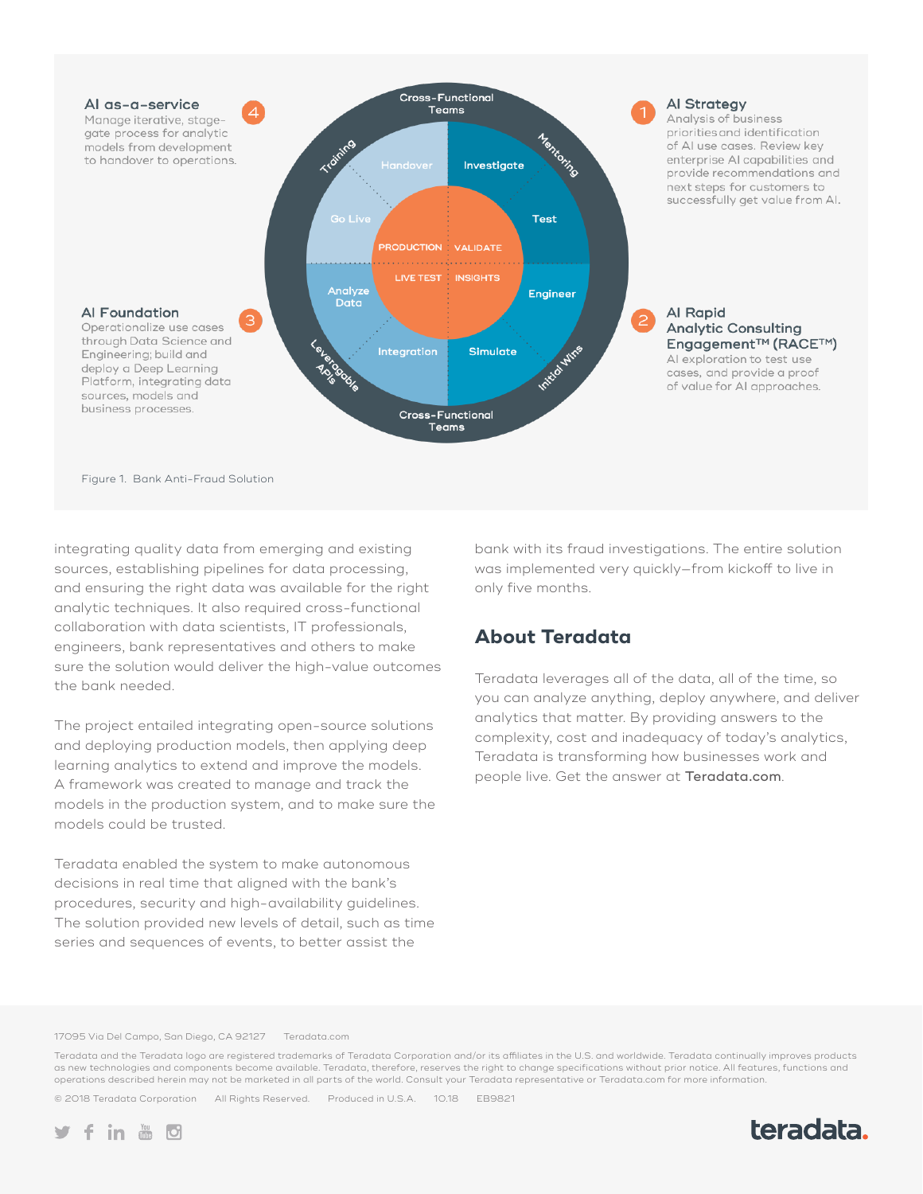AI as-a-service
4
Manage iterative, stage-gate process for analytic models from development to handover to operations.

1
AI Strategy
Analysis of business priorities and identification of AI use cases. Review key enterprise AI capabilities and provide recommendations and next steps for customers to successfully get value from AI.

AI Foundation
3
Operationalize use cases through Data Science and Engineering; build and deploy a Deep Learning Platform, integrating data sources, models and business processes.

2
AI Rapid Analytic Consulting Engagement™ (RACE™)
AI exploration to test use cases, and provide a proof of value for AI approaches.

Cross-Functional Teams
Mentoring
Initial Wins
Cross-Functional Teams
Leveragable APIs
Training
Handover
Investigate
Go Live
Test
PRODUCTION
VALIDATE
LIVE TEST
INSIGHTS
Analyze Data
Engineer
Integration
Simulate

Figure 1. Bank Anti-Fraud Solution

integrating quality data from emerging and existing sources, establishing pipelines for data processing, and ensuring the right data was available for the right analytic techniques. It also required cross-functional collaboration with data scientists, IT professionals, engineers, bank representatives and others to make sure the solution would deliver the high-value outcomes the bank needed.

The project entailed integrating open-source solutions and deploying production models, then applying deep learning analytics to extend and improve the models. A framework was created to manage and track the models in the production system, and to make sure the models could be trusted.

Teradata enabled the system to make autonomous decisions in real time that aligned with the bank's procedures, security and high-availability guidelines. The solution provided new levels of detail, such as time series and sequences of events, to better assist the bank with its fraud investigations. The entire solution was implemented very quickly—from kickoff to live in only five months.

## About Teradata

Teradata leverages all of the data, all of the time, so you can analyze anything, deploy anywhere, and deliver analytics that matter. By providing answers to the complexity, cost and inadequacy of today's analytics, Teradata is transforming how businesses work and people live. Get the answer at **Teradata.com**.

17095 Via Del Campo, San Diego, CA 92127    Teradata.com

Teradata and the Teradata logo are registered trademarks of Teradata Corporation and/or its affiliates in the U.S. and worldwide. Teradata continually improves products as new technologies and components become available. Teradata, therefore, reserves the right to change specifications without prior notice. All features, functions and operations described herein may not be marketed in all parts of the world. Consult your Teradata representative or Teradata.com for more information.

© 2018 Teradata Corporation    All Rights Reserved.    Produced in U.S.A.    10.18    EB9821

teradata.